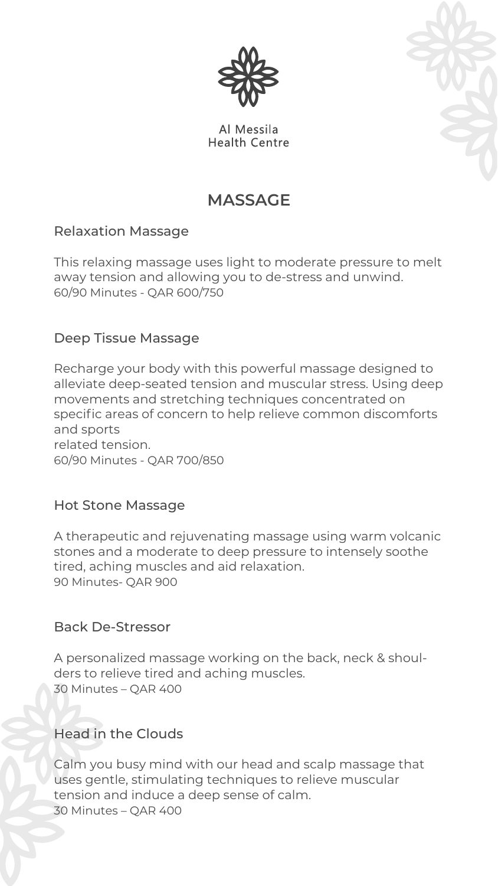Al Messila
Health Centre

# MASSAGE

## Relaxation Massage

This relaxing massage uses light to moderate pressure to melt away tension and allowing you to de-stress and unwind.
60/90 Minutes - QAR 600/750

## Deep Tissue Massage

Recharge your body with this powerful massage designed to alleviate deep-seated tension and muscular stress. Using deep movements and stretching techniques concentrated on specific areas of concern to help relieve common discomforts and sports
related tension.
60/90 Minutes - QAR 700/850

## Hot Stone Massage

A therapeutic and rejuvenating massage using warm volcanic stones and a moderate to deep pressure to intensely soothe tired, aching muscles and aid relaxation.
90 Minutes- QAR 900

## Back De-Stressor

A personalized massage working on the back, neck & shoulders to relieve tired and aching muscles.
30 Minutes – QAR 400

## Head in the Clouds

Calm you busy mind with our head and scalp massage that uses gentle, stimulating techniques to relieve muscular tension and induce a deep sense of calm.
30 Minutes – QAR 400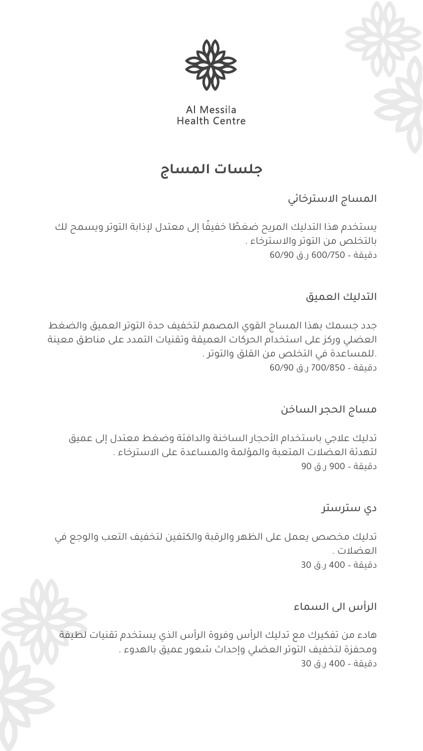Al Messila
Health Centre

# جلسات المساج

### المساج الاسترخائي

يستخدم هذا التدليك المريح ضغطًا خفيفًا إلى معتدل لإذابة التوتر ويسمح لك بالتخلص من التوتر والاسترخاء .

دقيقة - 600/750 ر.ق 60/90

### التدليك العميق

جدد جسمك بهذا المساج القوي المصمم لتخفيف حدة التوتر العميق والضغط العضلي وركز على استخدام الحركات العميقة وتقنيات التمدد على مناطق معينة .للمساعدة في التخلص من القلق والتوتر .

دقيقة - 700/850 ر.ق 60/90

### مساج الحجر الساخن

تدليك علاجي باستخدام الأحجار الساخنة والدافئة وضغط معتدل إلى عميق لتهدئة العضلات المتعبة والمؤلمة والمساعدة على الاسترخاء .

دقيقة - 900 ر.ق 90

### دي سترستر

تدليك مخصص يعمل على الظهر والرقبة والكتفين لتخفيف التعب والوجع في العضلات .

دقيقة - 400 ر.ق 30

### الرأس الى السماء

هادء من تفكيرك مع تدليك الرأس وفروة الرأس الذي يستخدم تقنيات لطيفة ومحفزة لتخفيف التوتر العضلي وإحداث شعور عميق بالهدوء .

دقيقة - 400 ر.ق 30